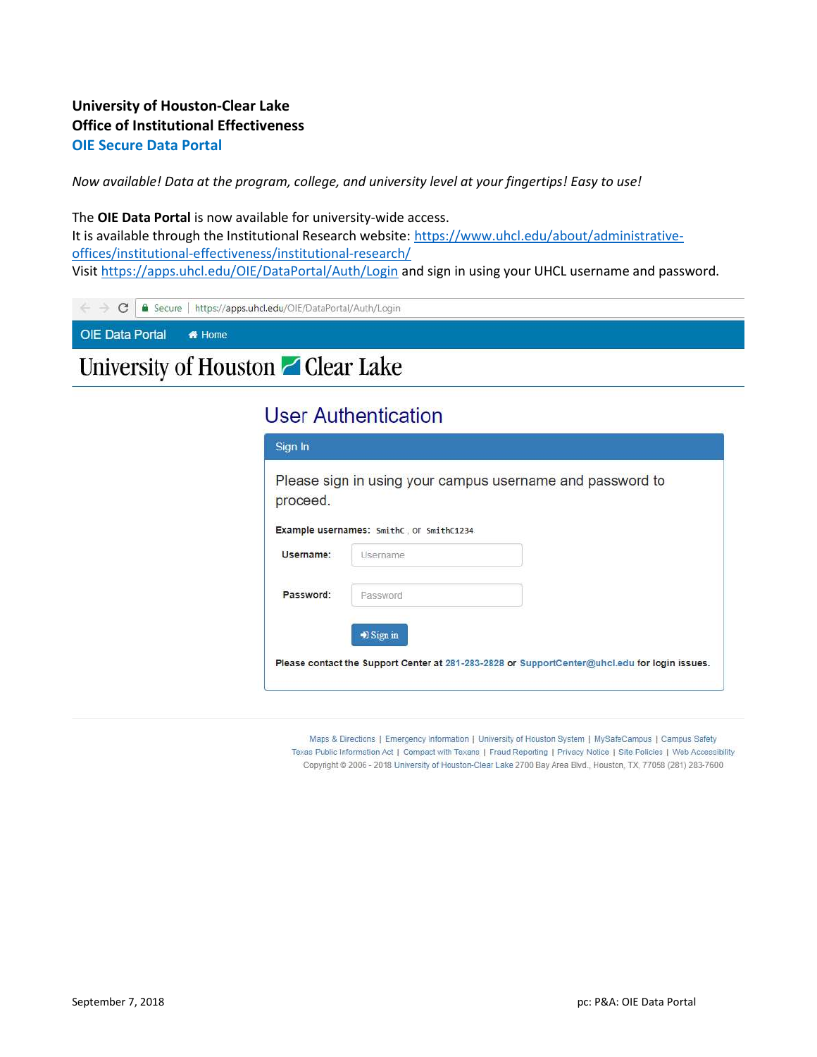**University of Houston-Clear Lake**
**Office of Institutional Effectiveness**
**OIE Secure Data Portal**

*Now available! Data at the program, college, and university level at your fingertips! Easy to use!*

The **OIE Data Portal** is now available for university-wide access.
It is available through the Institutional Research website: https://www.uhcl.edu/about/administrative-offices/institutional-effectiveness/institutional-research/
Visit https://apps.uhcl.edu/OIE/DataPortal/Auth/Login and sign in using your UHCL username and password.

Secure | https://apps.uhcl.edu/OIE/DataPortal/Auth/Login

OIE Data Portal Home

University of Houston Clear Lake

## User Authentication

**Sign In**

Please sign in using your campus username and password to proceed.

**Example usernames:** `SmithC` , or `SmithC1234`

**Username:** Username

**Password:** Password

Sign in

Please contact the Support Center at 281-283-2828 or SupportCenter@uhcl.edu for login issues.

Maps & Directions | Emergency Information | University of Houston System | MySafeCampus | Campus Safety
Texas Public Information Act | Compact with Texans | Fraud Reporting | Privacy Notice | Site Policies | Web Accessibility
Copyright © 2006 - 2018 University of Houston-Clear Lake 2700 Bay Area Blvd., Houston, TX, 77058 (281) 283-7600

September 7, 2018 pc: P&A: OIE Data Portal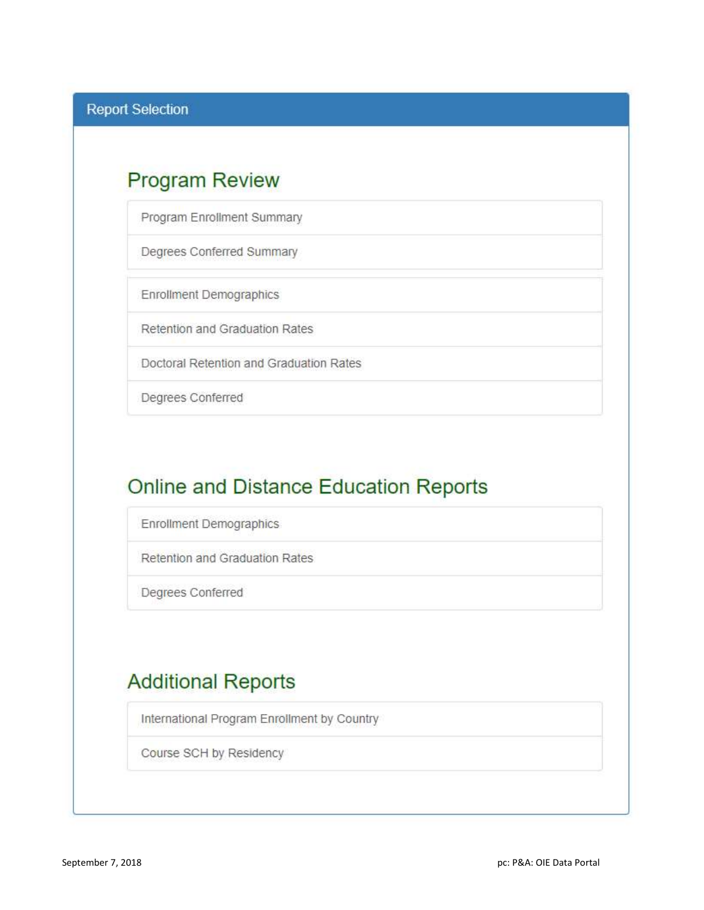## Report Selection

### Program Review

- Program Enrollment Summary
- Degrees Conferred Summary

- Enrollment Demographics
- Retention and Graduation Rates
- Doctoral Retention and Graduation Rates
- Degrees Conferred

### Online and Distance Education Reports

- Enrollment Demographics
- Retention and Graduation Rates
- Degrees Conferred

### Additional Reports

- International Program Enrollment by Country
- Course SCH by Residency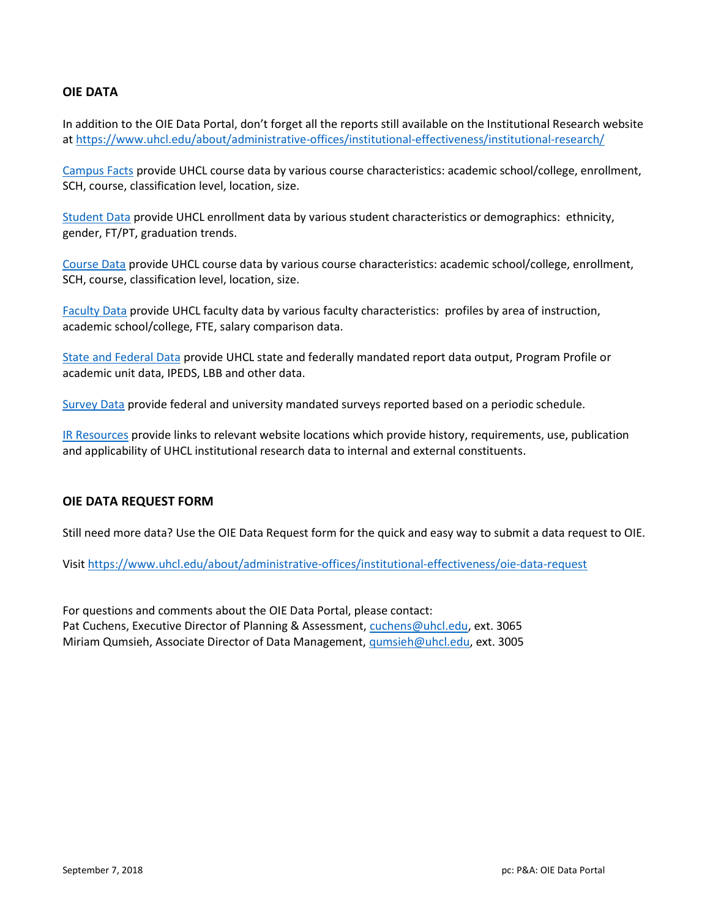## OIE DATA

In addition to the OIE Data Portal, don't forget all the reports still available on the Institutional Research website at https://www.uhcl.edu/about/administrative-offices/institutional-effectiveness/institutional-research/

Campus Facts provide UHCL course data by various course characteristics: academic school/college, enrollment, SCH, course, classification level, location, size.

Student Data provide UHCL enrollment data by various student characteristics or demographics: ethnicity, gender, FT/PT, graduation trends.

Course Data provide UHCL course data by various course characteristics: academic school/college, enrollment, SCH, course, classification level, location, size.

Faculty Data provide UHCL faculty data by various faculty characteristics: profiles by area of instruction, academic school/college, FTE, salary comparison data.

State and Federal Data provide UHCL state and federally mandated report data output, Program Profile or academic unit data, IPEDS, LBB and other data.

Survey Data provide federal and university mandated surveys reported based on a periodic schedule.

IR Resources provide links to relevant website locations which provide history, requirements, use, publication and applicability of UHCL institutional research data to internal and external constituents.

## OIE DATA REQUEST FORM

Still need more data? Use the OIE Data Request form for the quick and easy way to submit a data request to OIE.

Visit https://www.uhcl.edu/about/administrative-offices/institutional-effectiveness/oie-data-request

For questions and comments about the OIE Data Portal, please contact:
Pat Cuchens, Executive Director of Planning & Assessment, cuchens@uhcl.edu, ext. 3065
Miriam Qumsieh, Associate Director of Data Management, qumsieh@uhcl.edu, ext. 3005

September 7, 2018 pc: P&A: OIE Data Portal